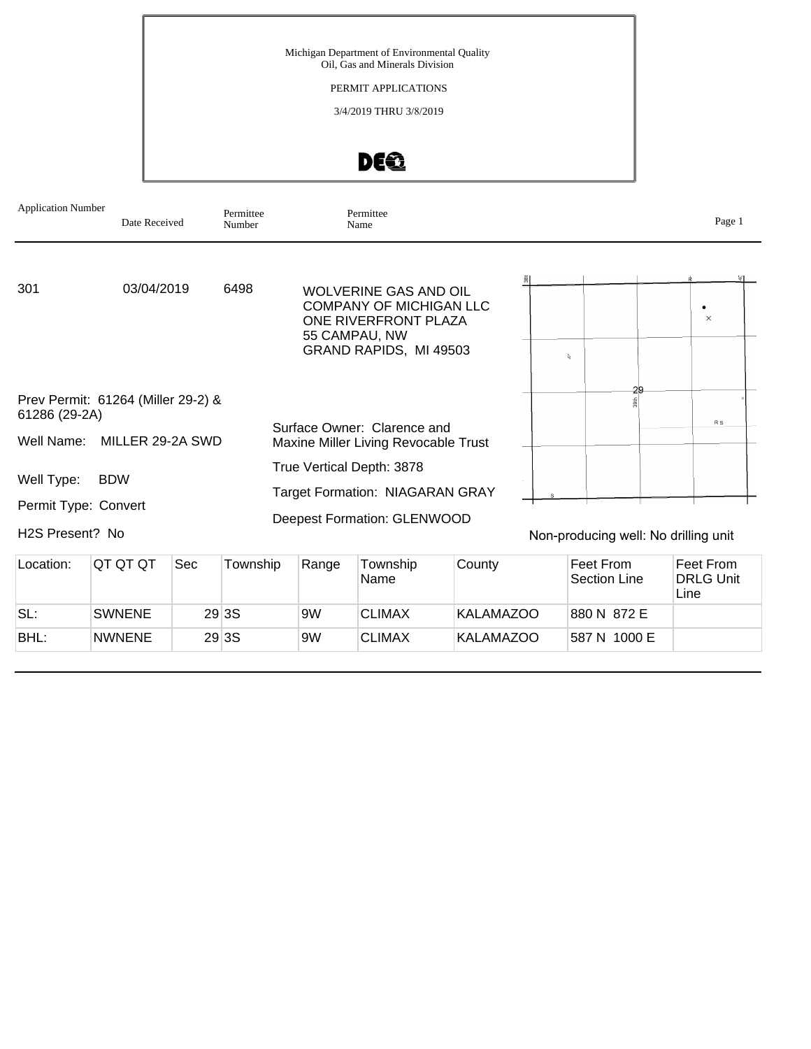Michigan Department of Environmental Quality
Oil, Gas and Minerals Division

PERMIT APPLICATIONS

3/4/2019 THRU 3/8/2019

| Application Number | Date Received | Permittee Number | Permittee Name |
|---|---|---|---|
| 301 | 03/04/2019 | 6498 | WOLVERINE GAS AND OIL COMPANY OF MICHIGAN LLC<br>ONE RIVERFRONT PLAZA<br>55 CAMPAU, NW<br>GRAND RAPIDS, MI 49503 |

Prev Permit: 61264 (Miller 29-2) & 61286 (29-2A)

Well Name: MILLER 29-2A SWD

Well Type: BDW

Permit Type: Convert

H2S Present? No

Surface Owner: Clarence and Maxine Miller Living Revocable Trust

True Vertical Depth: 3878

Target Formation: NIAGARAN GRAY

Deepest Formation: GLENWOOD

Non-producing well: No drilling unit

| Location: | QT QT QT | Sec | Township | Range | Township Name | County | Feet From Section Line | Feet From DRLG Unit Line |
|---|---|---|---|---|---|---|---|---|
| SL: | SWNENE | 29 | 3S | 9W | CLIMAX | KALAMAZOO | 880 N 872 E | |
| BHL: | NWNENE | 29 | 3S | 9W | CLIMAX | KALAMAZOO | 587 N 1000 E | |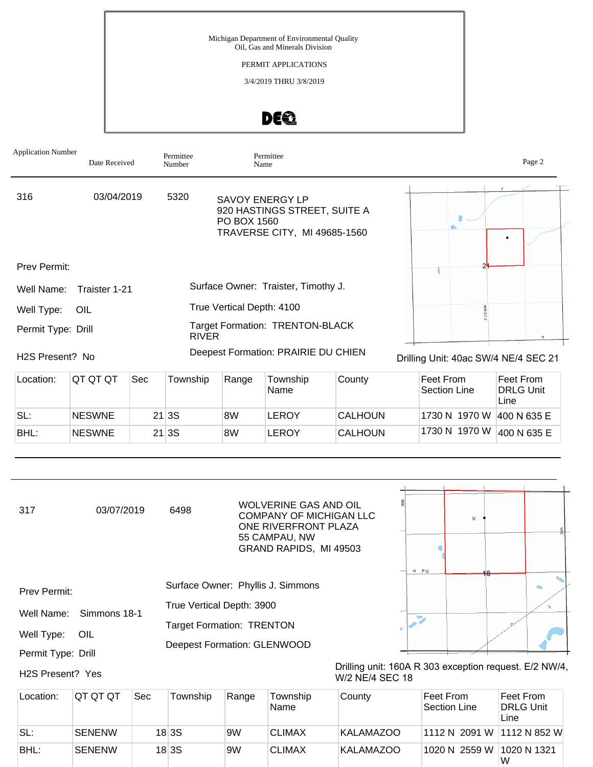Michigan Department of Environmental Quality
Oil, Gas and Minerals Division

PERMIT APPLICATIONS

3/4/2019 THRU 3/8/2019

| Application Number | Date Received | Permittee Number | Permittee Name |
|---|---|---|---|

---

**316** &nbsp;&nbsp; 03/04/2019 &nbsp;&nbsp; 5320

SAVOY ENERGY LP
920 HASTINGS STREET, SUITE A
PO BOX 1560
TRAVERSE CITY, MI 49685-1560

Prev Permit:

Well Name: Traister 1-21

Well Type: OIL

Permit Type: Drill

H2S Present? No

Surface Owner: Traister, Timothy J.

True Vertical Depth: 4100

Target Formation: TRENTON-BLACK RIVER

Deepest Formation: PRAIRIE DU CHIEN

Drilling Unit: 40ac SW/4 NE/4 SEC 21

| Location: | QT QT QT | Sec | Township | Range | Township Name | County | Feet From Section Line | Feet From DRLG Unit Line |
|---|---|---|---|---|---|---|---|---|
| SL: | NESWNE | 21 | 3S | 8W | LEROY | CALHOUN | 1730 N 1970 W | 400 N 635 E |
| BHL: | NESWNE | 21 | 3S | 8W | LEROY | CALHOUN | 1730 N 1970 W | 400 N 635 E |

---

**317** &nbsp;&nbsp; 03/07/2019 &nbsp;&nbsp; 6498

WOLVERINE GAS AND OIL COMPANY OF MICHIGAN LLC
ONE RIVERFRONT PLAZA
55 CAMPAU, NW
GRAND RAPIDS, MI 49503

Prev Permit:

Well Name: Simmons 18-1

Well Type: OIL

Permit Type: Drill

H2S Present? Yes

Surface Owner: Phyllis J. Simmons

True Vertical Depth: 3900

Target Formation: TRENTON

Deepest Formation: GLENWOOD

Drilling unit: 160A R 303 exception request. E/2 NW/4, W/2 NE/4 SEC 18

| Location: | QT QT QT | Sec | Township | Range | Township Name | County | Feet From Section Line | Feet From DRLG Unit Line |
|---|---|---|---|---|---|---|---|---|
| SL: | SENENW | 18 | 3S | 9W | CLIMAX | KALAMAZOO | 1112 N 2091 W | 1112 N 852 W |
| BHL: | SENENW | 18 | 3S | 9W | CLIMAX | KALAMAZOO | 1020 N 2559 W | 1020 N 1321 W |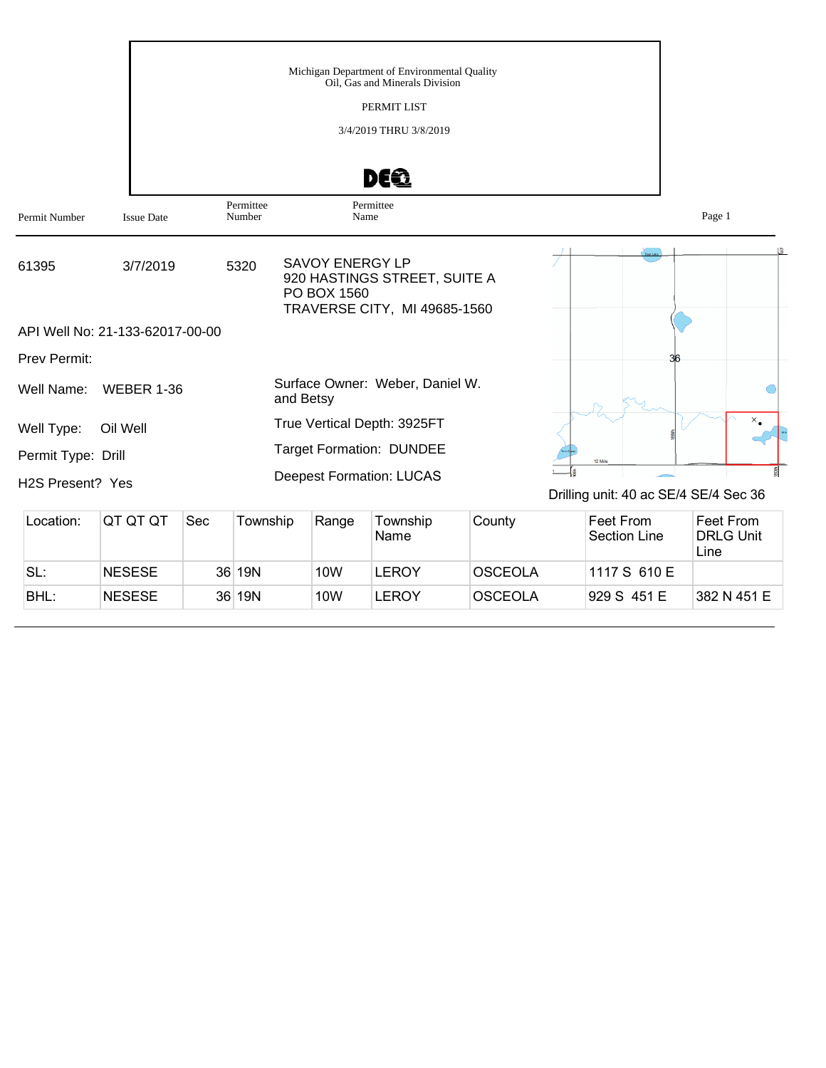Michigan Department of Environmental Quality
Oil, Gas and Minerals Division

PERMIT LIST

3/4/2019 THRU 3/8/2019

DEQ

| Permit Number | Issue Date | Permittee Number | Permittee Name |
|---|---|---|---|
| 61395 | 3/7/2019 | 5320 | SAVOY ENERGY LP<br>920 HASTINGS STREET, SUITE A<br>PO BOX 1560<br>TRAVERSE CITY, MI 49685-1560 |

API Well No: 21-133-62017-00-00

Prev Permit:

Well Name: WEBER 1-36

Well Type: Oil Well

Permit Type: Drill

H2S Present? Yes

Surface Owner: Weber, Daniel W. and Betsy

True Vertical Depth: 3925FT

Target Formation: DUNDEE

Deepest Formation: LUCAS

Drilling unit: 40 ac SE/4 SE/4 Sec 36

| Location: | QT QT QT | Sec | Township | Range | Township Name | County | Feet From Section Line | Feet From DRLG Unit Line |
|---|---|---|---|---|---|---|---|---|
| SL: | NESESE | 36 | 19N | 10W | LEROY | OSCEOLA | 1117 S 610 E | |
| BHL: | NESESE | 36 | 19N | 10W | LEROY | OSCEOLA | 929 S 451 E | 382 N 451 E |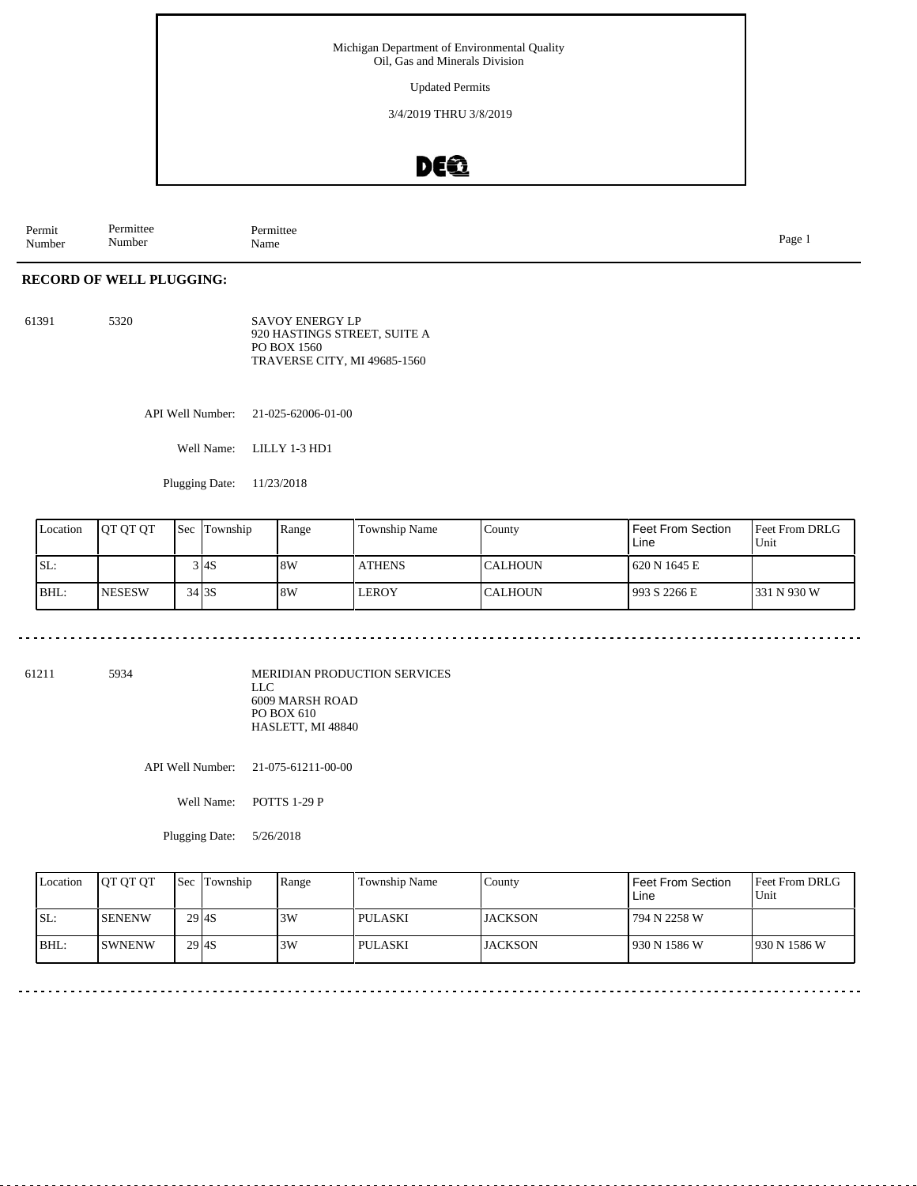Michigan Department of Environmental Quality
Oil, Gas and Minerals Division

Updated Permits

3/4/2019 THRU 3/8/2019

| Permit Number | Permittee Number | Permittee Name |
|---|---|---|

## RECORD OF WELL PLUGGING:

61391 5320 SAVOY ENERGY LP
920 HASTINGS STREET, SUITE A
PO BOX 1560
TRAVERSE CITY, MI 49685-1560

API Well Number: 21-025-62006-01-00

Well Name: LILLY 1-3 HD1

Plugging Date: 11/23/2018

| Location | QT QT QT | Sec | Township | Range | Township Name | County | Feet From Section Line | Feet From DRLG Unit |
|---|---|---|---|---|---|---|---|---|
| SL: | | 3 | 4S | 8W | ATHENS | CALHOUN | 620 N 1645 E | |
| BHL: | NESESW | 34 | 3S | 8W | LEROY | CALHOUN | 993 S 2266 E | 331 N 930 W |

---

61211 5934 MERIDIAN PRODUCTION SERVICES LLC
6009 MARSH ROAD
PO BOX 610
HASLETT, MI 48840

API Well Number: 21-075-61211-00-00

Well Name: POTTS 1-29 P

Plugging Date: 5/26/2018

| Location | QT QT QT | Sec | Township | Range | Township Name | County | Feet From Section Line | Feet From DRLG Unit |
|---|---|---|---|---|---|---|---|---|
| SL: | SENENW | 29 | 4S | 3W | PULASKI | JACKSON | 794 N 2258 W | |
| BHL: | SWNENW | 29 | 4S | 3W | PULASKI | JACKSON | 930 N 1586 W | 930 N 1586 W |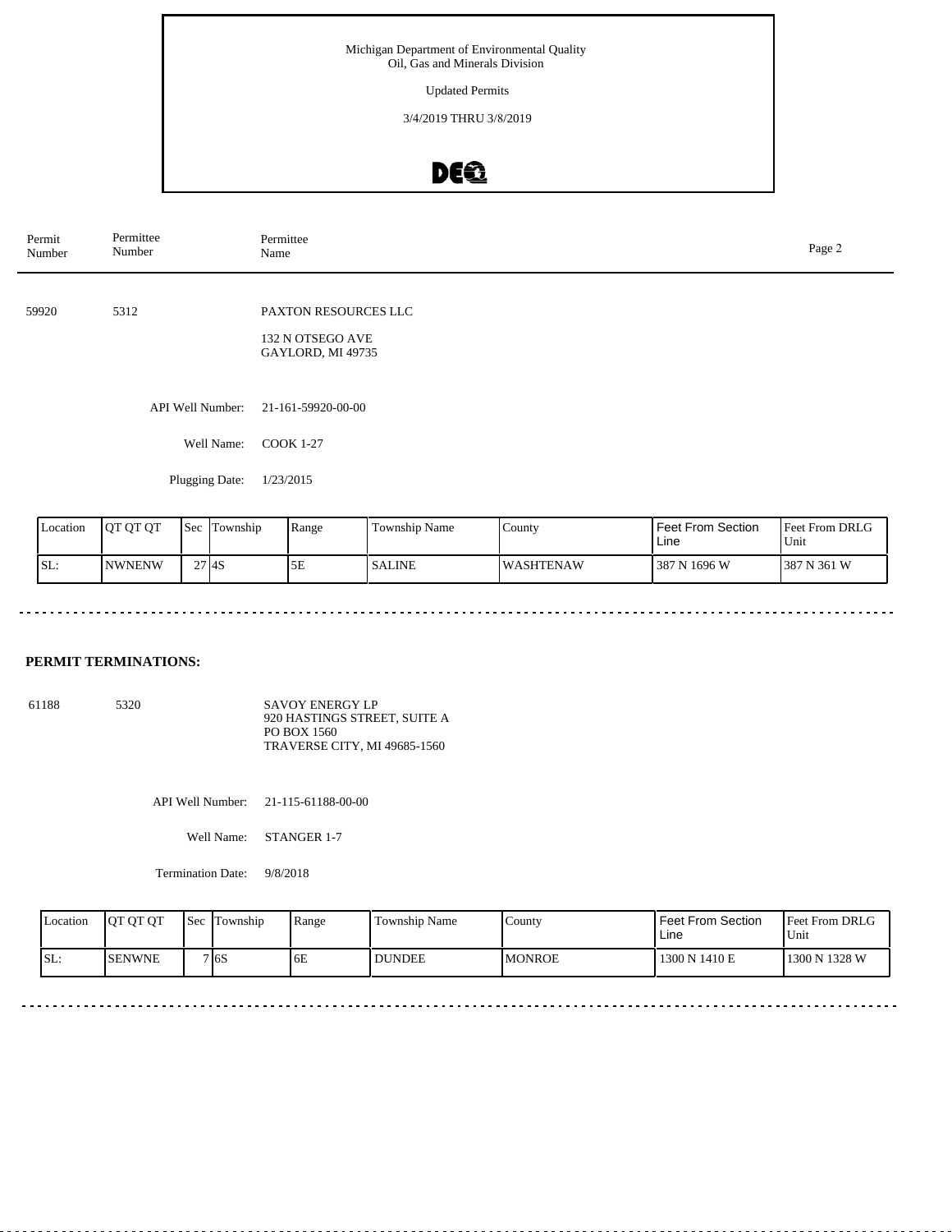Michigan Department of Environmental Quality
Oil, Gas and Minerals Division

Updated Permits

3/4/2019 THRU 3/8/2019

| Permit Number | Permittee Number | Permittee Name |
|---|---|---|
| 59920 | 5312 | PAXTON RESOURCES LLC<br>132 N OTSEGO AVE<br>GAYLORD, MI 49735 |

API Well Number: 21-161-59920-00-00

Well Name: COOK 1-27

Plugging Date: 1/23/2015

| Location | QT QT QT | Sec | Township | Range | Township Name | County | Feet From Section Line | Feet From DRLG Unit |
|---|---|---|---|---|---|---|---|---|
| SL: | NWNENW | 27 | 4S | 5E | SALINE | WASHTENAW | 387 N 1696 W | 387 N 361 W |

**PERMIT TERMINATIONS:**

| Permit Number | Permittee Number | Permittee Name |
|---|---|---|
| 61188 | 5320 | SAVOY ENERGY LP<br>920 HASTINGS STREET, SUITE A<br>PO BOX 1560<br>TRAVERSE CITY, MI 49685-1560 |

API Well Number: 21-115-61188-00-00

Well Name: STANGER 1-7

Termination Date: 9/8/2018

| Location | QT QT QT | Sec | Township | Range | Township Name | County | Feet From Section Line | Feet From DRLG Unit |
|---|---|---|---|---|---|---|---|---|
| SL: | SENWNE | 7 | 6S | 6E | DUNDEE | MONROE | 1300 N 1410 E | 1300 N 1328 W |